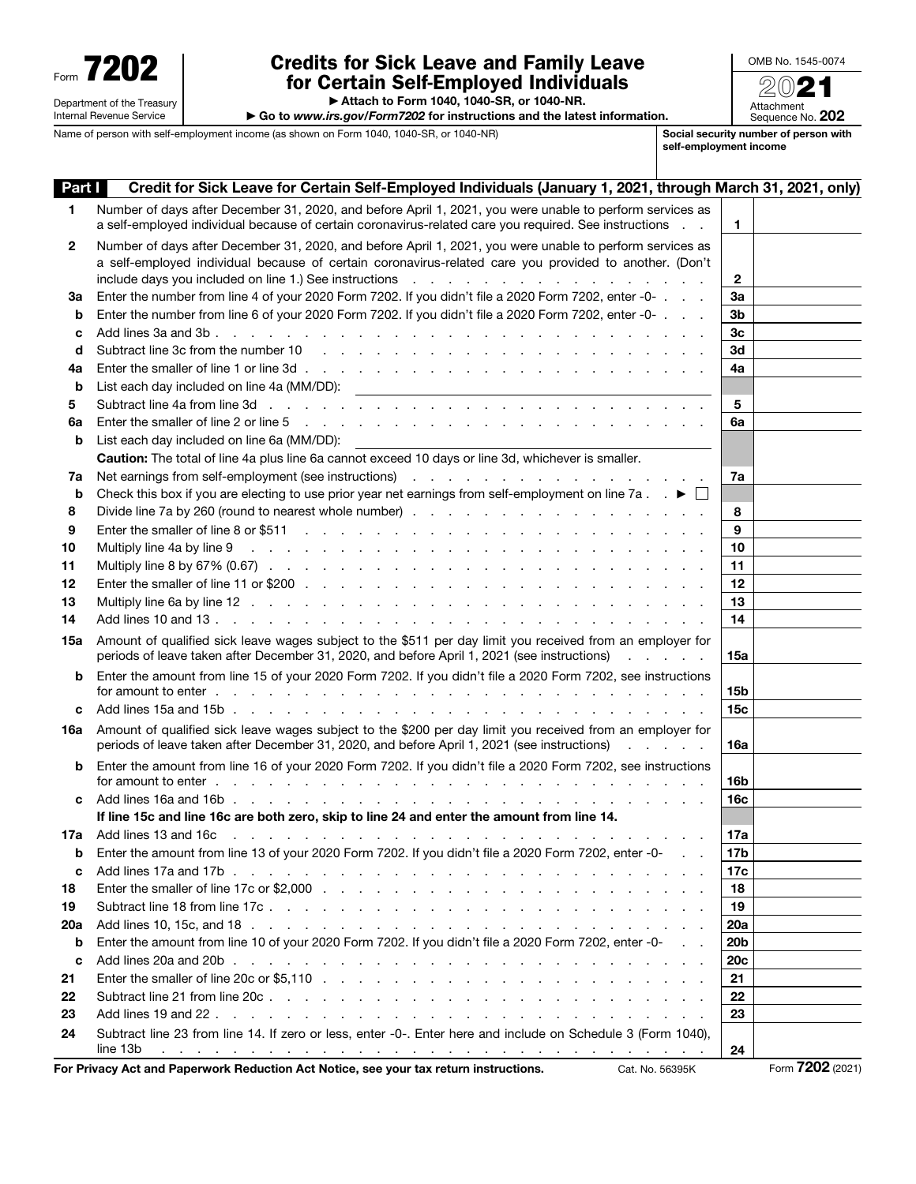Form **7202**

Department of the Treasury
Internal Revenue Service

# Credits for Sick Leave and Family Leave for Certain Self-Employed Individuals

▶ Attach to Form 1040, 1040-SR, or 1040-NR.

▶ Go to *www.irs.gov/Form7202* for instructions and the latest information.

OMB No. 1545-0074

**2021**

Attachment Sequence No. **202**

Name of person with self-employment income (as shown on Form 1040, 1040-SR, or 1040-NR)

**Social security number of person with self-employment income**

## Part I Credit for Sick Leave for Certain Self-Employed Individuals (January 1, 2021, through March 31, 2021, only)

| | | | |
|---|---|---|---|
| **1** | Number of days after December 31, 2020, and before April 1, 2021, you were unable to perform services as a self-employed individual because of certain coronavirus-related care you required. See instructions | **1** | |
| **2** | Number of days after December 31, 2020, and before April 1, 2021, you were unable to perform services as a self-employed individual because of certain coronavirus-related care you provided to another. (Don't include days you included on line 1.) See instructions | **2** | |
| **3a** | Enter the number from line 4 of your 2020 Form 7202. If you didn't file a 2020 Form 7202, enter -0- | **3a** | |
| **b** | Enter the number from line 6 of your 2020 Form 7202. If you didn't file a 2020 Form 7202, enter -0- | **3b** | |
| **c** | Add lines 3a and 3b | **3c** | |
| **d** | Subtract line 3c from the number 10 | **3d** | |
| **4a** | Enter the smaller of line 1 or line 3d | **4a** | |
| **b** | List each day included on line 4a (MM/DD): | | |
| **5** | Subtract line 4a from line 3d | **5** | |
| **6a** | Enter the smaller of line 2 or line 5 | **6a** | |
| **b** | List each day included on line 6a (MM/DD): | | |
| | **Caution:** The total of line 4a plus line 6a cannot exceed 10 days or line 3d, whichever is smaller. | | |
| **7a** | Net earnings from self-employment (see instructions) | **7a** | |
| **b** | Check this box if you are electing to use prior year net earnings from self-employment on line 7a ▶ ☐ | | |
| **8** | Divide line 7a by 260 (round to nearest whole number) | **8** | |
| **9** | Enter the smaller of line 8 or $511 | **9** | |
| **10** | Multiply line 4a by line 9 | **10** | |
| **11** | Multiply line 8 by 67% (0.67) | **11** | |
| **12** | Enter the smaller of line 11 or $200 | **12** | |
| **13** | Multiply line 6a by line 12 | **13** | |
| **14** | Add lines 10 and 13 | **14** | |
| **15a** | Amount of qualified sick leave wages subject to the $511 per day limit you received from an employer for periods of leave taken after December 31, 2020, and before April 1, 2021 (see instructions) | **15a** | |
| **b** | Enter the amount from line 15 of your 2020 Form 7202. If you didn't file a 2020 Form 7202, see instructions for amount to enter | **15b** | |
| **c** | Add lines 15a and 15b | **15c** | |
| **16a** | Amount of qualified sick leave wages subject to the $200 per day limit you received from an employer for periods of leave taken after December 31, 2020, and before April 1, 2021 (see instructions) | **16a** | |
| **b** | Enter the amount from line 16 of your 2020 Form 7202. If you didn't file a 2020 Form 7202, see instructions for amount to enter | **16b** | |
| **c** | Add lines 16a and 16b | **16c** | |
| | **If line 15c and line 16c are both zero, skip to line 24 and enter the amount from line 14.** | | |
| **17a** | Add lines 13 and 16c | **17a** | |
| **b** | Enter the amount from line 13 of your 2020 Form 7202. If you didn't file a 2020 Form 7202, enter -0- | **17b** | |
| **c** | Add lines 17a and 17b | **17c** | |
| **18** | Enter the smaller of line 17c or $2,000 | **18** | |
| **19** | Subtract line 18 from line 17c | **19** | |
| **20a** | Add lines 10, 15c, and 18 | **20a** | |
| **b** | Enter the amount from line 10 of your 2020 Form 7202. If you didn't file a 2020 Form 7202, enter -0- | **20b** | |
| **c** | Add lines 20a and 20b | **20c** | |
| **21** | Enter the smaller of line 20c or $5,110 | **21** | |
| **22** | Subtract line 21 from line 20c | **22** | |
| **23** | Add lines 19 and 22 | **23** | |
| **24** | Subtract line 23 from line 14. If zero or less, enter -0-. Enter here and include on Schedule 3 (Form 1040), line 13b | **24** | |

**For Privacy Act and Paperwork Reduction Act Notice, see your tax return instructions.** Cat. No. 56395K Form **7202** (2021)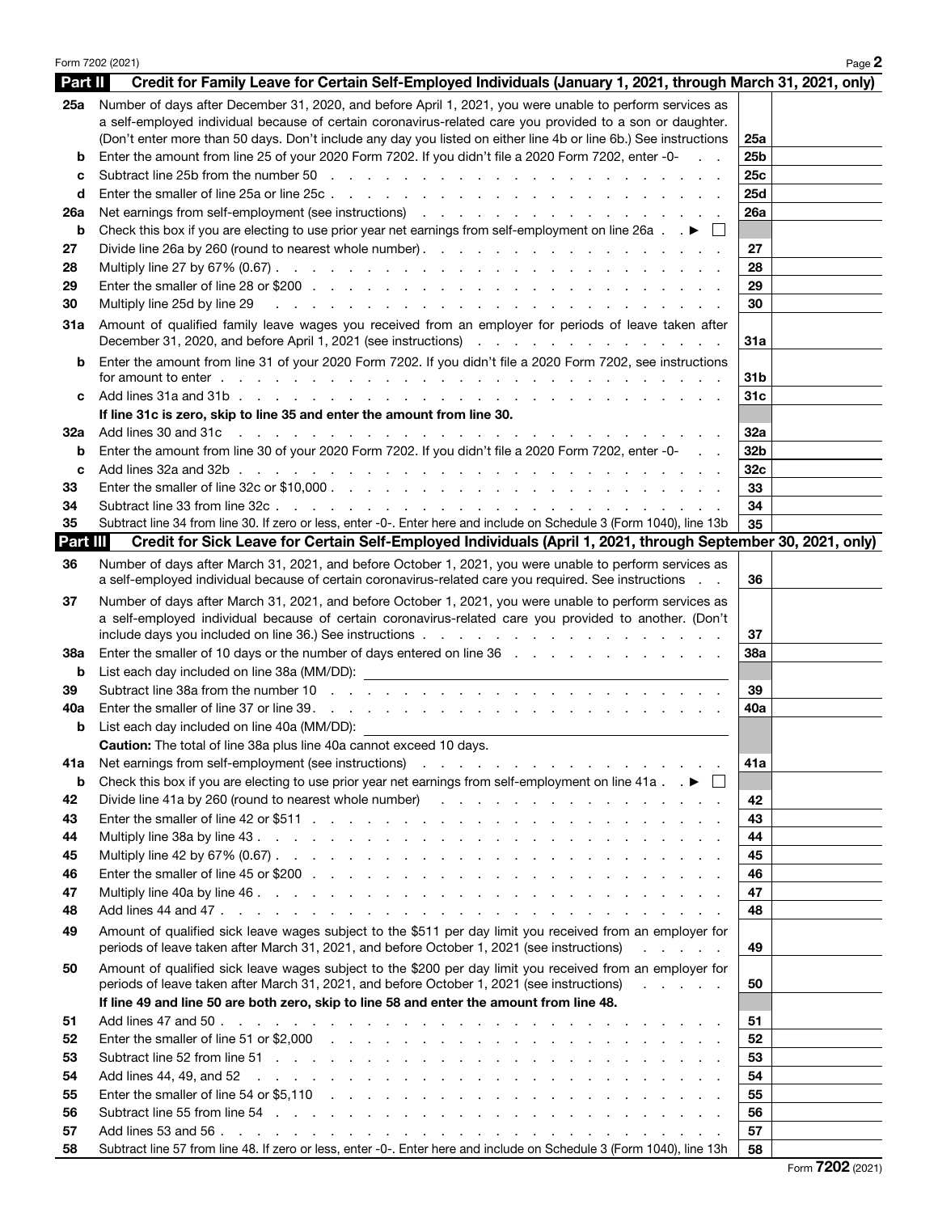## Part II — Credit for Family Leave for Certain Self-Employed Individuals (January 1, 2021, through March 31, 2021, only)

| Line | Description | Box | Amount |
|---|---|---|---|
| 25a | Number of days after December 31, 2020, and before April 1, 2021, you were unable to perform services as a self-employed individual because of certain coronavirus-related care you provided to a son or daughter. (Don't enter more than 50 days. Don't include any day you listed on either line 4b or line 6b.) See instructions | 25a | |
| b | Enter the amount from line 25 of your 2020 Form 7202. If you didn't file a 2020 Form 7202, enter -0- | 25b | |
| c | Subtract line 25b from the number 50 | 25c | |
| d | Enter the smaller of line 25a or line 25c | 25d | |
| 26a | Net earnings from self-employment (see instructions) | 26a | |
| b | Check this box if you are electing to use prior year net earnings from self-employment on line 26a ▶ ☐ | | |
| 27 | Divide line 26a by 260 (round to nearest whole number) | 27 | |
| 28 | Multiply line 27 by 67% (0.67) | 28 | |
| 29 | Enter the smaller of line 28 or $200 | 29 | |
| 30 | Multiply line 25d by line 29 | 30 | |
| 31a | Amount of qualified family leave wages you received from an employer for periods of leave taken after December 31, 2020, and before April 1, 2021 (see instructions) | 31a | |
| b | Enter the amount from line 31 of your 2020 Form 7202. If you didn't file a 2020 Form 7202, see instructions for amount to enter | 31b | |
| c | Add lines 31a and 31b | 31c | |
| | **If line 31c is zero, skip to line 35 and enter the amount from line 30.** | | |
| 32a | Add lines 30 and 31c | 32a | |
| b | Enter the amount from line 30 of your 2020 Form 7202. If you didn't file a 2020 Form 7202, enter -0- | 32b | |
| c | Add lines 32a and 32b | 32c | |
| 33 | Enter the smaller of line 32c or $10,000 | 33 | |
| 34 | Subtract line 33 from line 32c | 34 | |
| 35 | Subtract line 34 from line 30. If zero or less, enter -0-. Enter here and include on Schedule 3 (Form 1040), line 13b | 35 | |

## Part III — Credit for Sick Leave for Certain Self-Employed Individuals (April 1, 2021, through September 30, 2021, only)

| Line | Description | Box | Amount |
|---|---|---|---|
| 36 | Number of days after March 31, 2021, and before October 1, 2021, you were unable to perform services as a self-employed individual because of certain coronavirus-related care you required. See instructions | 36 | |
| 37 | Number of days after March 31, 2021, and before October 1, 2021, you were unable to perform services as a self-employed individual because of certain coronavirus-related care you provided to another. (Don't include days you included on line 36.) See instructions | 37 | |
| 38a | Enter the smaller of 10 days or the number of days entered on line 36 | 38a | |
| b | List each day included on line 38a (MM/DD): | | |
| 39 | Subtract line 38a from the number 10 | 39 | |
| 40a | Enter the smaller of line 37 or line 39 | 40a | |
| b | List each day included on line 40a (MM/DD): | | |
| | **Caution:** The total of line 38a plus line 40a cannot exceed 10 days. | | |
| 41a | Net earnings from self-employment (see instructions) | 41a | |
| b | Check this box if you are electing to use prior year net earnings from self-employment on line 41a ▶ ☐ | | |
| 42 | Divide line 41a by 260 (round to nearest whole number) | 42 | |
| 43 | Enter the smaller of line 42 or $511 | 43 | |
| 44 | Multiply line 38a by line 43 | 44 | |
| 45 | Multiply line 42 by 67% (0.67) | 45 | |
| 46 | Enter the smaller of line 45 or $200 | 46 | |
| 47 | Multiply line 40a by line 46 | 47 | |
| 48 | Add lines 44 and 47 | 48 | |
| 49 | Amount of qualified sick leave wages subject to the $511 per day limit you received from an employer for periods of leave taken after March 31, 2021, and before October 1, 2021 (see instructions) | 49 | |
| 50 | Amount of qualified sick leave wages subject to the $200 per day limit you received from an employer for periods of leave taken after March 31, 2021, and before October 1, 2021 (see instructions) | 50 | |
| | **If line 49 and line 50 are both zero, skip to line 58 and enter the amount from line 48.** | | |
| 51 | Add lines 47 and 50 | 51 | |
| 52 | Enter the smaller of line 51 or $2,000 | 52 | |
| 53 | Subtract line 52 from line 51 | 53 | |
| 54 | Add lines 44, 49, and 52 | 54 | |
| 55 | Enter the smaller of line 54 or $5,110 | 55 | |
| 56 | Subtract line 55 from line 54 | 56 | |
| 57 | Add lines 53 and 56 | 57 | |
| 58 | Subtract line 57 from line 48. If zero or less, enter -0-. Enter here and include on Schedule 3 (Form 1040), line 13h | 58 | |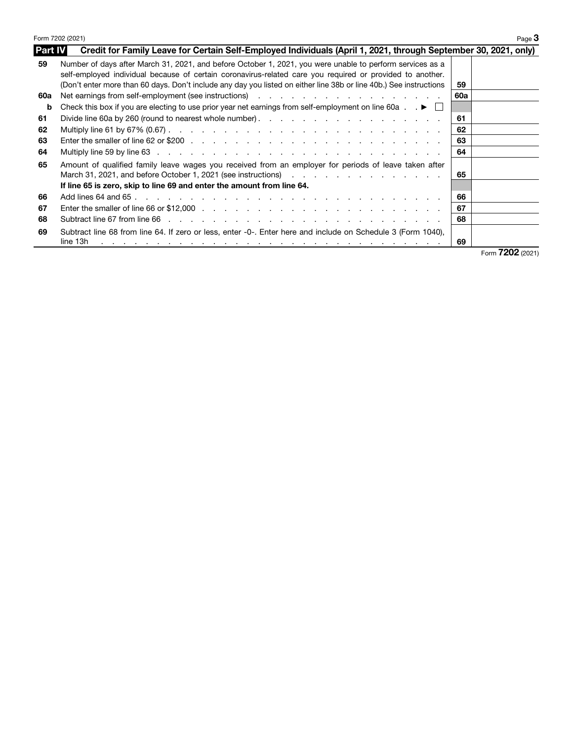## Part IV Credit for Family Leave for Certain Self-Employed Individuals (April 1, 2021, through September 30, 2021, only)

| | | | |
|---|---|---|---|
| 59 | Number of days after March 31, 2021, and before October 1, 2021, you were unable to perform services as a self-employed individual because of certain coronavirus-related care you required or provided to another. (Don't enter more than 60 days. Don't include any day you listed on either line 38b or line 40b.) See instructions | 59 | |
| 60a | Net earnings from self-employment (see instructions) | 60a | |
| b | Check this box if you are electing to use prior year net earnings from self-employment on line 60a ▶ ☐ | | |
| 61 | Divide line 60a by 260 (round to nearest whole number) | 61 | |
| 62 | Multiply line 61 by 67% (0.67) | 62 | |
| 63 | Enter the smaller of line 62 or $200 | 63 | |
| 64 | Multiply line 59 by line 63 | 64 | |
| 65 | Amount of qualified family leave wages you received from an employer for periods of leave taken after March 31, 2021, and before October 1, 2021 (see instructions) | 65 | |
| | **If line 65 is zero, skip to line 69 and enter the amount from line 64.** | | |
| 66 | Add lines 64 and 65 | 66 | |
| 67 | Enter the smaller of line 66 or $12,000 | 67 | |
| 68 | Subtract line 67 from line 66 | 68 | |
| 69 | Subtract line 68 from line 64. If zero or less, enter -0-. Enter here and include on Schedule 3 (Form 1040), line 13h | 69 | |

Form **7202** (2021)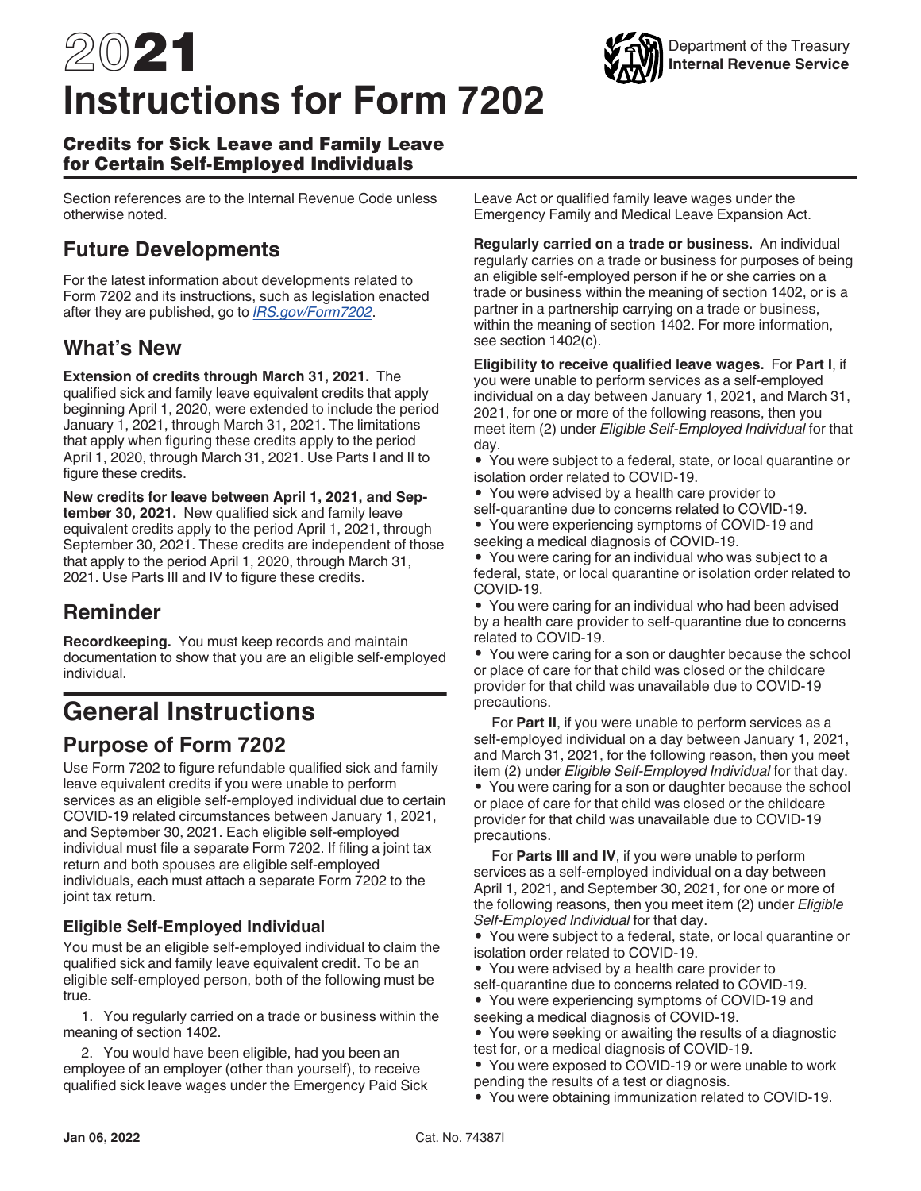# 2021 Instructions for Form 7202

## Credits for Sick Leave and Family Leave for Certain Self-Employed Individuals

Section references are to the Internal Revenue Code unless otherwise noted.

## Future Developments

For the latest information about developments related to Form 7202 and its instructions, such as legislation enacted after they are published, go to *IRS.gov/Form7202*.

## What's New

**Extension of credits through March 31, 2021.** The qualified sick and family leave equivalent credits that apply beginning April 1, 2020, were extended to include the period January 1, 2021, through March 31, 2021. The limitations that apply when figuring these credits apply to the period April 1, 2020, through March 31, 2021. Use Parts I and II to figure these credits.

**New credits for leave between April 1, 2021, and September 30, 2021.** New qualified sick and family leave equivalent credits apply to the period April 1, 2021, through September 30, 2021. These credits are independent of those that apply to the period April 1, 2020, through March 31, 2021. Use Parts III and IV to figure these credits.

## Reminder

**Recordkeeping.** You must keep records and maintain documentation to show that you are an eligible self-employed individual.

# General Instructions

## Purpose of Form 7202

Use Form 7202 to figure refundable qualified sick and family leave equivalent credits if you were unable to perform services as an eligible self-employed individual due to certain COVID-19 related circumstances between January 1, 2021, and September 30, 2021. Each eligible self-employed individual must file a separate Form 7202. If filing a joint tax return and both spouses are eligible self-employed individuals, each must attach a separate Form 7202 to the joint tax return.

### Eligible Self-Employed Individual

You must be an eligible self-employed individual to claim the qualified sick and family leave equivalent credit. To be an eligible self-employed person, both of the following must be true.

1. You regularly carried on a trade or business within the meaning of section 1402.

2. You would have been eligible, had you been an employee of an employer (other than yourself), to receive qualified sick leave wages under the Emergency Paid Sick Leave Act or qualified family leave wages under the Emergency Family and Medical Leave Expansion Act.

**Regularly carried on a trade or business.** An individual regularly carries on a trade or business for purposes of being an eligible self-employed person if he or she carries on a trade or business within the meaning of section 1402, or is a partner in a partnership carrying on a trade or business, within the meaning of section 1402. For more information, see section 1402(c).

**Eligibility to receive qualified leave wages.** For **Part I**, if you were unable to perform services as a self-employed individual on a day between January 1, 2021, and March 31, 2021, for one or more of the following reasons, then you meet item (2) under *Eligible Self-Employed Individual* for that day.

- You were subject to a federal, state, or local quarantine or isolation order related to COVID-19.
- You were advised by a health care provider to self-quarantine due to concerns related to COVID-19.
- You were experiencing symptoms of COVID-19 and seeking a medical diagnosis of COVID-19.
- You were caring for an individual who was subject to a federal, state, or local quarantine or isolation order related to COVID-19.
- You were caring for an individual who had been advised by a health care provider to self-quarantine due to concerns related to COVID-19.
- You were caring for a son or daughter because the school or place of care for that child was closed or the childcare provider for that child was unavailable due to COVID-19 precautions.

For **Part II**, if you were unable to perform services as a self-employed individual on a day between January 1, 2021, and March 31, 2021, for the following reason, then you meet item (2) under *Eligible Self-Employed Individual* for that day.

- You were caring for a son or daughter because the school or place of care for that child was closed or the childcare provider for that child was unavailable due to COVID-19 precautions.

For **Parts III and IV**, if you were unable to perform services as a self-employed individual on a day between April 1, 2021, and September 30, 2021, for one or more of the following reasons, then you meet item (2) under *Eligible Self-Employed Individual* for that day.

- You were subject to a federal, state, or local quarantine or isolation order related to COVID-19.
- You were advised by a health care provider to self-quarantine due to concerns related to COVID-19.
- You were experiencing symptoms of COVID-19 and seeking a medical diagnosis of COVID-19.
- You were seeking or awaiting the results of a diagnostic test for, or a medical diagnosis of COVID-19.
- You were exposed to COVID-19 or were unable to work pending the results of a test or diagnosis.
- You were obtaining immunization related to COVID-19.

Jan 06, 2022 Cat. No. 74387I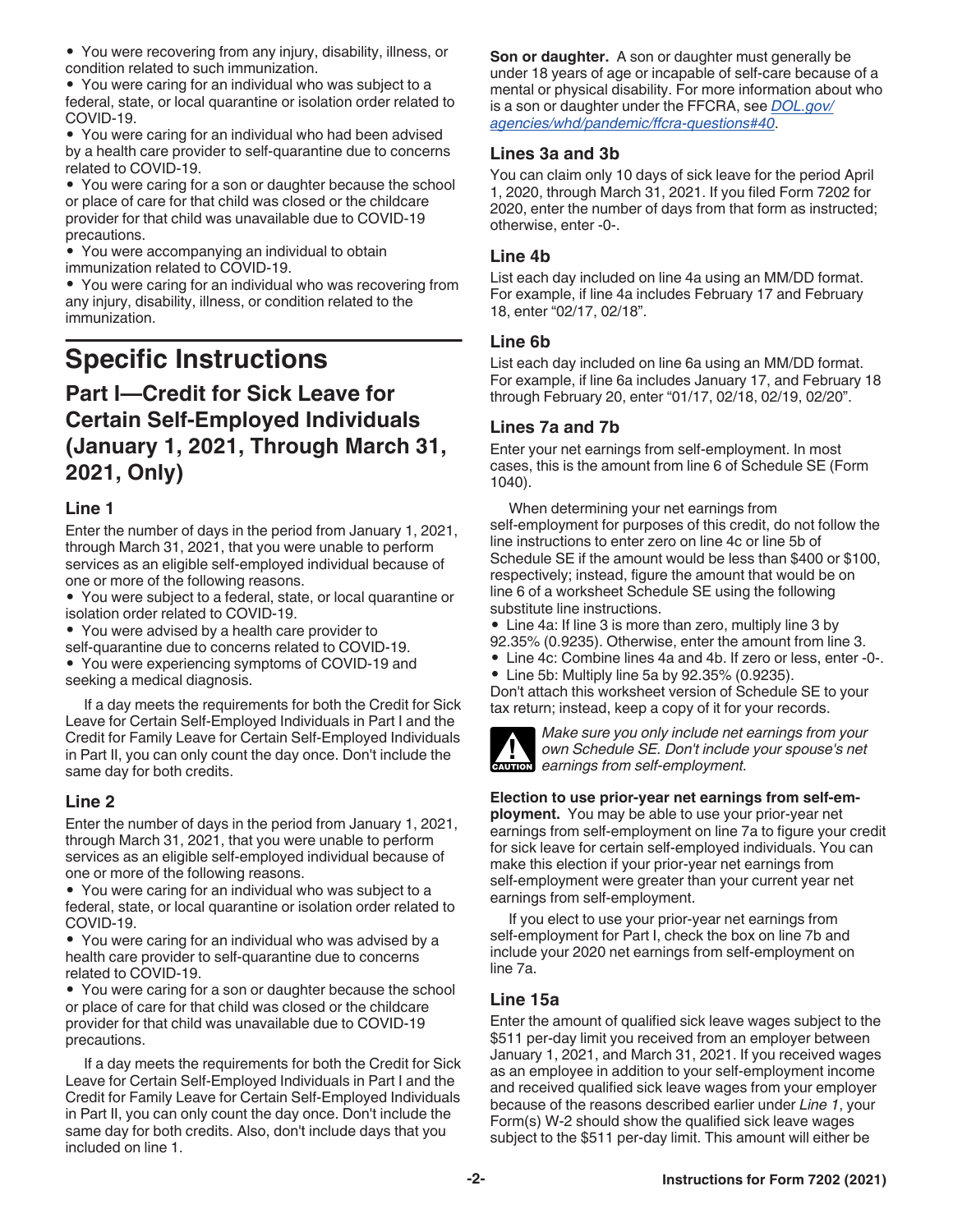- You were recovering from any injury, disability, illness, or condition related to such immunization.
- You were caring for an individual who was subject to a federal, state, or local quarantine or isolation order related to COVID-19.
- You were caring for an individual who had been advised by a health care provider to self-quarantine due to concerns related to COVID-19.
- You were caring for a son or daughter because the school or place of care for that child was closed or the childcare provider for that child was unavailable due to COVID-19 precautions.
- You were accompanying an individual to obtain immunization related to COVID-19.
- You were caring for an individual who was recovering from any injury, disability, illness, or condition related to the immunization.

# Specific Instructions

## Part I—Credit for Sick Leave for Certain Self-Employed Individuals (January 1, 2021, Through March 31, 2021, Only)

### Line 1

Enter the number of days in the period from January 1, 2021, through March 31, 2021, that you were unable to perform services as an eligible self-employed individual because of one or more of the following reasons.

- You were subject to a federal, state, or local quarantine or isolation order related to COVID-19.
- You were advised by a health care provider to self-quarantine due to concerns related to COVID-19.
- You were experiencing symptoms of COVID-19 and seeking a medical diagnosis.

If a day meets the requirements for both the Credit for Sick Leave for Certain Self-Employed Individuals in Part I and the Credit for Family Leave for Certain Self-Employed Individuals in Part II, you can only count the day once. Don't include the same day for both credits.

### Line 2

Enter the number of days in the period from January 1, 2021, through March 31, 2021, that you were unable to perform services as an eligible self-employed individual because of one or more of the following reasons.

- You were caring for an individual who was subject to a federal, state, or local quarantine or isolation order related to COVID-19.
- You were caring for an individual who was advised by a health care provider to self-quarantine due to concerns related to COVID-19.
- You were caring for a son or daughter because the school or place of care for that child was closed or the childcare provider for that child was unavailable due to COVID-19 precautions.

If a day meets the requirements for both the Credit for Sick Leave for Certain Self-Employed Individuals in Part I and the Credit for Family Leave for Certain Self-Employed Individuals in Part II, you can only count the day once. Don't include the same day for both credits. Also, don't include days that you included on line 1.

**Son or daughter.** A son or daughter must generally be under 18 years of age or incapable of self-care because of a mental or physical disability. For more information about who is a son or daughter under the FFCRA, see *DOL.gov/agencies/whd/pandemic/ffcra-questions#40*.

### Lines 3a and 3b

You can claim only 10 days of sick leave for the period April 1, 2020, through March 31, 2021. If you filed Form 7202 for 2020, enter the number of days from that form as instructed; otherwise, enter -0-.

### Line 4b

List each day included on line 4a using an MM/DD format. For example, if line 4a includes February 17 and February 18, enter "02/17, 02/18".

### Line 6b

List each day included on line 6a using an MM/DD format. For example, if line 6a includes January 17, and February 18 through February 20, enter "01/17, 02/18, 02/19, 02/20".

### Lines 7a and 7b

Enter your net earnings from self-employment. In most cases, this is the amount from line 6 of Schedule SE (Form 1040).

When determining your net earnings from self-employment for purposes of this credit, do not follow the line instructions to enter zero on line 4c or line 5b of Schedule SE if the amount would be less than $400 or $100, respectively; instead, figure the amount that would be on line 6 of a worksheet Schedule SE using the following substitute line instructions.

- Line 4a: If line 3 is more than zero, multiply line 3 by 92.35% (0.9235). Otherwise, enter the amount from line 3.
- Line 4c: Combine lines 4a and 4b. If zero or less, enter -0-.
- Line 5b: Multiply line 5a by 92.35% (0.9235).

Don't attach this worksheet version of Schedule SE to your tax return; instead, keep a copy of it for your records.

**CAUTION** *Make sure you only include net earnings from your own Schedule SE. Don't include your spouse's net earnings from self-employment.*

**Election to use prior-year net earnings from self-employment.** You may be able to use your prior-year net earnings from self-employment on line 7a to figure your credit for sick leave for certain self-employed individuals. You can make this election if your prior-year net earnings from self-employment were greater than your current year net earnings from self-employment.

If you elect to use your prior-year net earnings from self-employment for Part I, check the box on line 7b and include your 2020 net earnings from self-employment on line 7a.

### Line 15a

Enter the amount of qualified sick leave wages subject to the $511 per-day limit you received from an employer between January 1, 2021, and March 31, 2021. If you received wages as an employee in addition to your self-employment income and received qualified sick leave wages from your employer because of the reasons described earlier under *Line 1*, your Form(s) W-2 should show the qualified sick leave wages subject to the $511 per-day limit. This amount will either be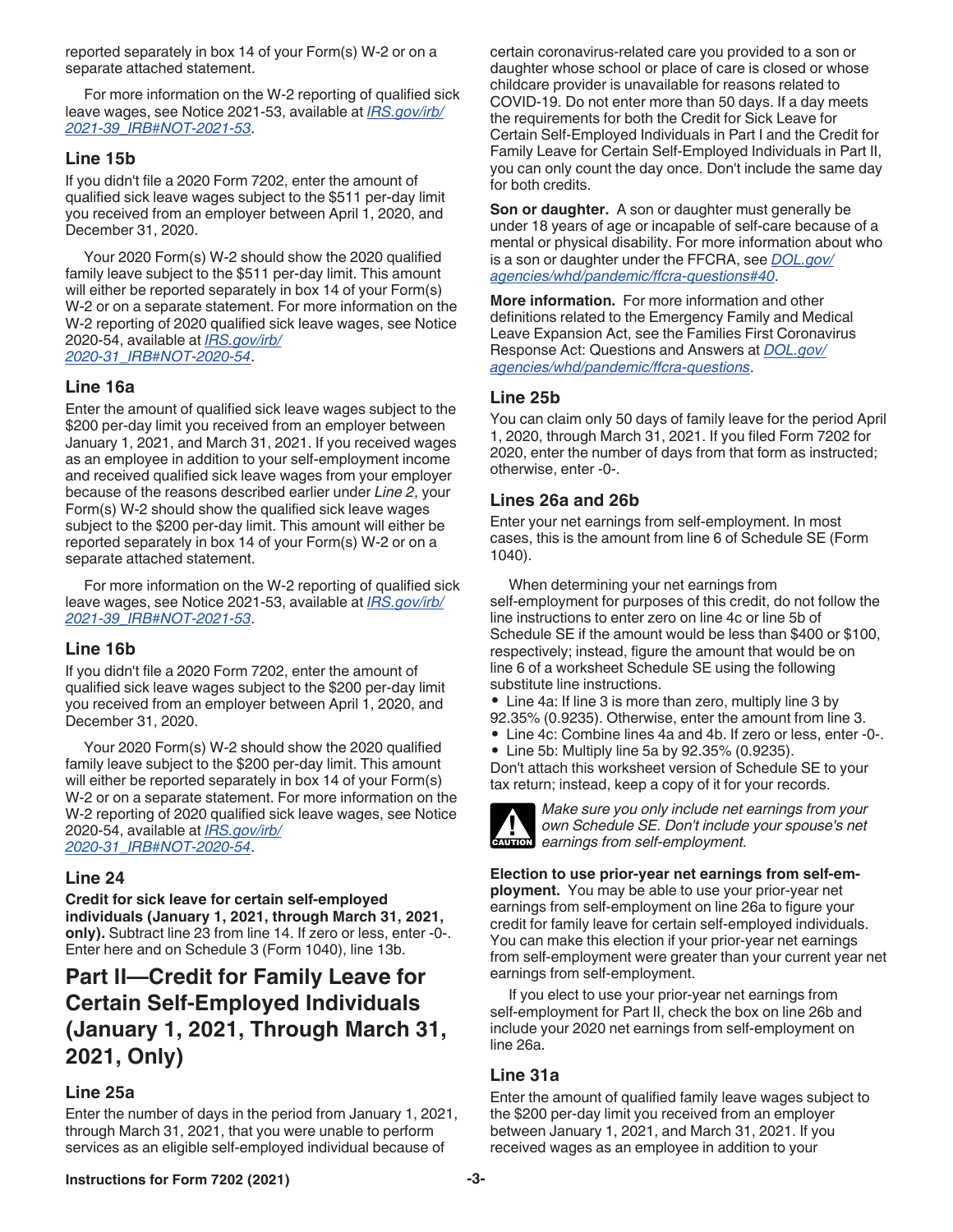reported separately in box 14 of your Form(s) W-2 or on a separate attached statement.

For more information on the W-2 reporting of qualified sick leave wages, see Notice 2021-53, available at *IRS.gov/irb/2021-39_IRB#NOT-2021-53*.

### Line 15b

If you didn't file a 2020 Form 7202, enter the amount of qualified sick leave wages subject to the $511 per-day limit you received from an employer between April 1, 2020, and December 31, 2020.

Your 2020 Form(s) W-2 should show the 2020 qualified family leave subject to the $511 per-day limit. This amount will either be reported separately in box 14 of your Form(s) W-2 or on a separate statement. For more information on the W-2 reporting of 2020 qualified sick leave wages, see Notice 2020-54, available at *IRS.gov/irb/2020-31_IRB#NOT-2020-54*.

### Line 16a

Enter the amount of qualified sick leave wages subject to the $200 per-day limit you received from an employer between January 1, 2021, and March 31, 2021. If you received wages as an employee in addition to your self-employment income and received qualified sick leave wages from your employer because of the reasons described earlier under *Line 2*, your Form(s) W-2 should show the qualified sick leave wages subject to the $200 per-day limit. This amount will either be reported separately in box 14 of your Form(s) W-2 or on a separate attached statement.

For more information on the W-2 reporting of qualified sick leave wages, see Notice 2021-53, available at *IRS.gov/irb/2021-39_IRB#NOT-2021-53*.

### Line 16b

If you didn't file a 2020 Form 7202, enter the amount of qualified sick leave wages subject to the $200 per-day limit you received from an employer between April 1, 2020, and December 31, 2020.

Your 2020 Form(s) W-2 should show the 2020 qualified family leave subject to the $200 per-day limit. This amount will either be reported separately in box 14 of your Form(s) W-2 or on a separate statement. For more information on the W-2 reporting of 2020 qualified sick leave wages, see Notice 2020-54, available at *IRS.gov/irb/2020-31_IRB#NOT-2020-54*.

### Line 24

**Credit for sick leave for certain self-employed individuals (January 1, 2021, through March 31, 2021, only).** Subtract line 23 from line 14. If zero or less, enter -0-. Enter here and on Schedule 3 (Form 1040), line 13b.

## Part II—Credit for Family Leave for Certain Self-Employed Individuals (January 1, 2021, Through March 31, 2021, Only)

### Line 25a

Enter the number of days in the period from January 1, 2021, through March 31, 2021, that you were unable to perform services as an eligible self-employed individual because of certain coronavirus-related care you provided to a son or daughter whose school or place of care is closed or whose childcare provider is unavailable for reasons related to COVID-19. Do not enter more than 50 days. If a day meets the requirements for both the Credit for Sick Leave for Certain Self-Employed Individuals in Part I and the Credit for Family Leave for Certain Self-Employed Individuals in Part II, you can only count the day once. Don't include the same day for both credits.

**Son or daughter.** A son or daughter must generally be under 18 years of age or incapable of self-care because of a mental or physical disability. For more information about who is a son or daughter under the FFCRA, see *DOL.gov/agencies/whd/pandemic/ffcra-questions#40*.

**More information.** For more information and other definitions related to the Emergency Family and Medical Leave Expansion Act, see the Families First Coronavirus Response Act: Questions and Answers at *DOL.gov/agencies/whd/pandemic/ffcra-questions*.

### Line 25b

You can claim only 50 days of family leave for the period April 1, 2020, through March 31, 2021. If you filed Form 7202 for 2020, enter the number of days from that form as instructed; otherwise, enter -0-.

### Lines 26a and 26b

Enter your net earnings from self-employment. In most cases, this is the amount from line 6 of Schedule SE (Form 1040).

When determining your net earnings from self-employment for purposes of this credit, do not follow the line instructions to enter zero on line 4c or line 5b of Schedule SE if the amount would be less than $400 or $100, respectively; instead, figure the amount that would be on line 6 of a worksheet Schedule SE using the following substitute line instructions.

- Line 4a: If line 3 is more than zero, multiply line 3 by 92.35% (0.9235). Otherwise, enter the amount from line 3.
- Line 4c: Combine lines 4a and 4b. If zero or less, enter -0-.
- Line 5b: Multiply line 5a by 92.35% (0.9235).

Don't attach this worksheet version of Schedule SE to your tax return; instead, keep a copy of it for your records.

**CAUTION** *Make sure you only include net earnings from your own Schedule SE. Don't include your spouse's net earnings from self-employment.*

**Election to use prior-year net earnings from self-employment.** You may be able to use your prior-year net earnings from self-employment on line 26a to figure your credit for family leave for certain self-employed individuals. You can make this election if your prior-year net earnings from self-employment were greater than your current year net earnings from self-employment.

If you elect to use your prior-year net earnings from self-employment for Part II, check the box on line 26b and include your 2020 net earnings from self-employment on line 26a.

### Line 31a

Enter the amount of qualified family leave wages subject to the $200 per-day limit you received from an employer between January 1, 2021, and March 31, 2021. If you received wages as an employee in addition to your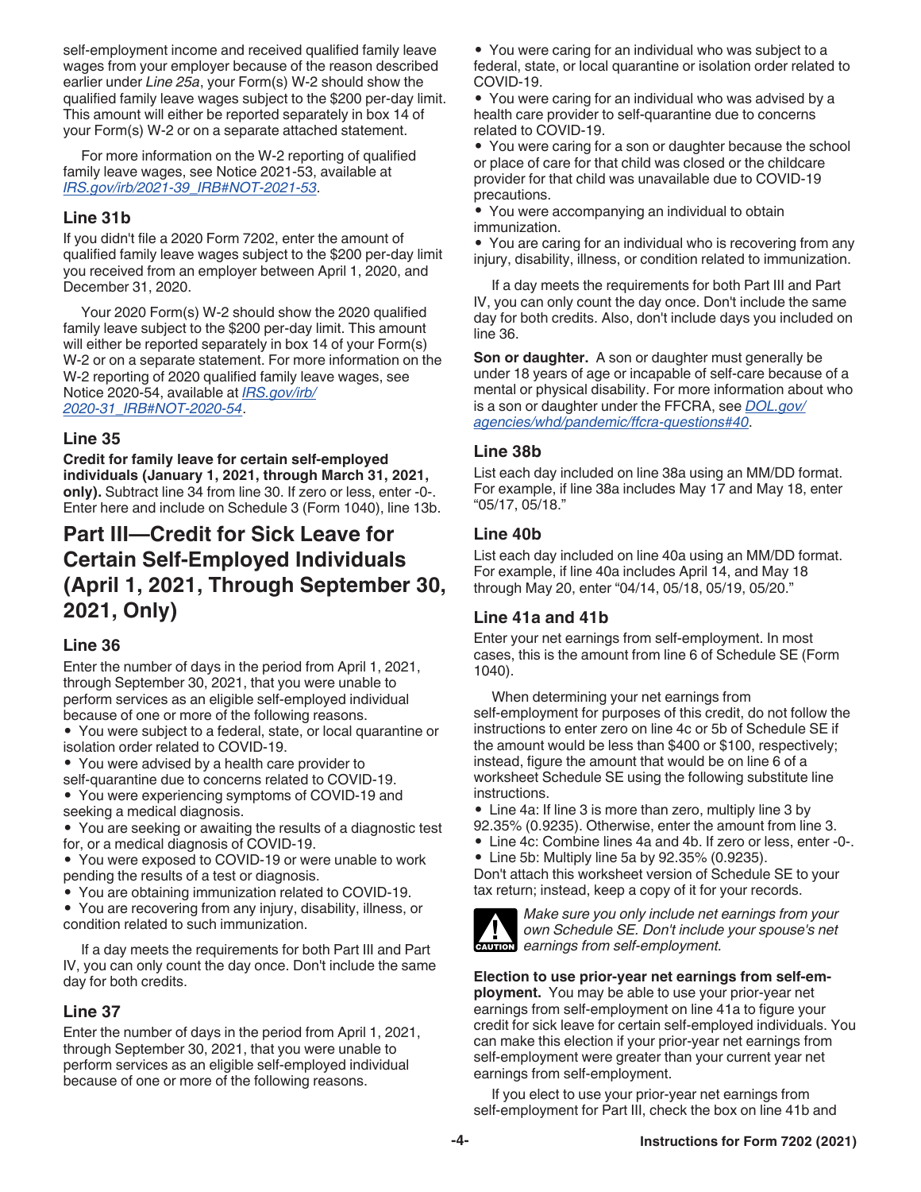self-employment income and received qualified family leave wages from your employer because of the reason described earlier under *Line 25a*, your Form(s) W-2 should show the qualified family leave wages subject to the $200 per-day limit. This amount will either be reported separately in box 14 of your Form(s) W-2 or on a separate attached statement.

For more information on the W-2 reporting of qualified family leave wages, see Notice 2021-53, available at *IRS.gov/irb/2021-39_IRB#NOT-2021-53*.

### Line 31b

If you didn't file a 2020 Form 7202, enter the amount of qualified family leave wages subject to the $200 per-day limit you received from an employer between April 1, 2020, and December 31, 2020.

Your 2020 Form(s) W-2 should show the 2020 qualified family leave subject to the $200 per-day limit. This amount will either be reported separately in box 14 of your Form(s) W-2 or on a separate statement. For more information on the W-2 reporting of 2020 qualified family leave wages, see Notice 2020-54, available at *IRS.gov/irb/2020-31_IRB#NOT-2020-54*.

### Line 35

**Credit for family leave for certain self-employed individuals (January 1, 2021, through March 31, 2021, only).** Subtract line 34 from line 30. If zero or less, enter -0-. Enter here and include on Schedule 3 (Form 1040), line 13b.

## Part III—Credit for Sick Leave for Certain Self-Employed Individuals (April 1, 2021, Through September 30, 2021, Only)

### Line 36

Enter the number of days in the period from April 1, 2021, through September 30, 2021, that you were unable to perform services as an eligible self-employed individual because of one or more of the following reasons.

- You were subject to a federal, state, or local quarantine or isolation order related to COVID-19.
- You were advised by a health care provider to self-quarantine due to concerns related to COVID-19.
- You were experiencing symptoms of COVID-19 and seeking a medical diagnosis.
- You are seeking or awaiting the results of a diagnostic test for, or a medical diagnosis of COVID-19.
- You were exposed to COVID-19 or were unable to work pending the results of a test or diagnosis.
- You are obtaining immunization related to COVID-19.
- You are recovering from any injury, disability, illness, or condition related to such immunization.

If a day meets the requirements for both Part III and Part IV, you can only count the day once. Don't include the same day for both credits.

### Line 37

Enter the number of days in the period from April 1, 2021, through September 30, 2021, that you were unable to perform services as an eligible self-employed individual because of one or more of the following reasons.

- You were caring for an individual who was subject to a federal, state, or local quarantine or isolation order related to COVID-19.
- You were caring for an individual who was advised by a health care provider to self-quarantine due to concerns related to COVID-19.
- You were caring for a son or daughter because the school or place of care for that child was closed or the childcare provider for that child was unavailable due to COVID-19 precautions.
- You were accompanying an individual to obtain immunization.
- You are caring for an individual who is recovering from any injury, disability, illness, or condition related to immunization.

If a day meets the requirements for both Part III and Part IV, you can only count the day once. Don't include the same day for both credits. Also, don't include days you included on line 36.

**Son or daughter.** A son or daughter must generally be under 18 years of age or incapable of self-care because of a mental or physical disability. For more information about who is a son or daughter under the FFCRA, see *DOL.gov/agencies/whd/pandemic/ffcra-questions#40*.

### Line 38b

List each day included on line 38a using an MM/DD format. For example, if line 38a includes May 17 and May 18, enter "05/17, 05/18."

### Line 40b

List each day included on line 40a using an MM/DD format. For example, if line 40a includes April 14, and May 18 through May 20, enter "04/14, 05/18, 05/19, 05/20."

### Line 41a and 41b

Enter your net earnings from self-employment. In most cases, this is the amount from line 6 of Schedule SE (Form 1040).

When determining your net earnings from self-employment for purposes of this credit, do not follow the instructions to enter zero on line 4c or 5b of Schedule SE if the amount would be less than $400 or $100, respectively; instead, figure the amount that would be on line 6 of a worksheet Schedule SE using the following substitute line instructions.

- Line 4a: If line 3 is more than zero, multiply line 3 by 92.35% (0.9235). Otherwise, enter the amount from line 3.
- Line 4c: Combine lines 4a and 4b. If zero or less, enter -0-.
- Line 5b: Multiply line 5a by 92.35% (0.9235).

Don't attach this worksheet version of Schedule SE to your tax return; instead, keep a copy of it for your records.

CAUTION: *Make sure you only include net earnings from your own Schedule SE. Don't include your spouse's net earnings from self-employment.*

**Election to use prior-year net earnings from self-employment.** You may be able to use your prior-year net earnings from self-employment on line 41a to figure your credit for sick leave for certain self-employed individuals. You can make this election if your prior-year net earnings from self-employment were greater than your current year net earnings from self-employment.

If you elect to use your prior-year net earnings from self-employment for Part III, check the box on line 41b and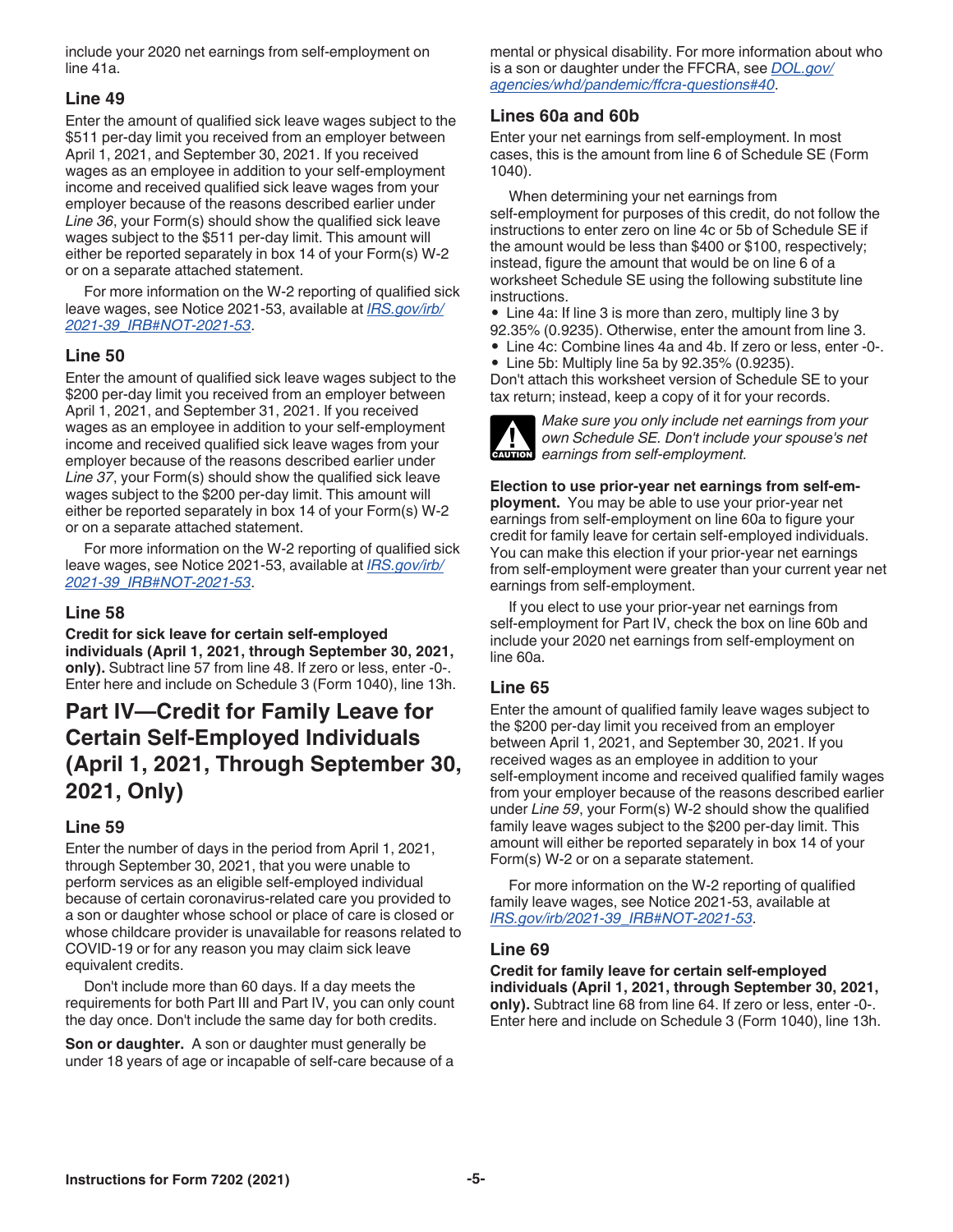include your 2020 net earnings from self-employment on line 41a.

### Line 49

Enter the amount of qualified sick leave wages subject to the $511 per-day limit you received from an employer between April 1, 2021, and September 30, 2021. If you received wages as an employee in addition to your self-employment income and received qualified sick leave wages from your employer because of the reasons described earlier under *Line 36*, your Form(s) should show the qualified sick leave wages subject to the $511 per-day limit. This amount will either be reported separately in box 14 of your Form(s) W-2 or on a separate attached statement.

For more information on the W-2 reporting of qualified sick leave wages, see Notice 2021-53, available at *IRS.gov/irb/2021-39_IRB#NOT-2021-53*.

### Line 50

Enter the amount of qualified sick leave wages subject to the $200 per-day limit you received from an employer between April 1, 2021, and September 31, 2021. If you received wages as an employee in addition to your self-employment income and received qualified sick leave wages from your employer because of the reasons described earlier under *Line 37*, your Form(s) should show the qualified sick leave wages subject to the $200 per-day limit. This amount will either be reported separately in box 14 of your Form(s) W-2 or on a separate attached statement.

For more information on the W-2 reporting of qualified sick leave wages, see Notice 2021-53, available at *IRS.gov/irb/2021-39_IRB#NOT-2021-53*.

### Line 58

**Credit for sick leave for certain self-employed individuals (April 1, 2021, through September 30, 2021, only).** Subtract line 57 from line 48. If zero or less, enter -0-. Enter here and include on Schedule 3 (Form 1040), line 13h.

## Part IV—Credit for Family Leave for Certain Self-Employed Individuals (April 1, 2021, Through September 30, 2021, Only)

### Line 59

Enter the number of days in the period from April 1, 2021, through September 30, 2021, that you were unable to perform services as an eligible self-employed individual because of certain coronavirus-related care you provided to a son or daughter whose school or place of care is closed or whose childcare provider is unavailable for reasons related to COVID-19 or for any reason you may claim sick leave equivalent credits.

Don't include more than 60 days. If a day meets the requirements for both Part III and Part IV, you can only count the day once. Don't include the same day for both credits.

**Son or daughter.** A son or daughter must generally be under 18 years of age or incapable of self-care because of a mental or physical disability. For more information about who is a son or daughter under the FFCRA, see *DOL.gov/agencies/whd/pandemic/ffcra-questions#40*.

### Lines 60a and 60b

Enter your net earnings from self-employment. In most cases, this is the amount from line 6 of Schedule SE (Form 1040).

When determining your net earnings from self-employment for purposes of this credit, do not follow the instructions to enter zero on line 4c or 5b of Schedule SE if the amount would be less than $400 or $100, respectively; instead, figure the amount that would be on line 6 of a worksheet Schedule SE using the following substitute line instructions.

- Line 4a: If line 3 is more than zero, multiply line 3 by 92.35% (0.9235). Otherwise, enter the amount from line 3.
- Line 4c: Combine lines 4a and 4b. If zero or less, enter -0-.
- Line 5b: Multiply line 5a by 92.35% (0.9235).

Don't attach this worksheet version of Schedule SE to your tax return; instead, keep a copy of it for your records.

CAUTION: *Make sure you only include net earnings from your own Schedule SE. Don't include your spouse's net earnings from self-employment.*

**Election to use prior-year net earnings from self-employment.** You may be able to use your prior-year net earnings from self-employment on line 60a to figure your credit for family leave for certain self-employed individuals. You can make this election if your prior-year net earnings from self-employment were greater than your current year net earnings from self-employment.

If you elect to use your prior-year net earnings from self-employment for Part IV, check the box on line 60b and include your 2020 net earnings from self-employment on line 60a.

### Line 65

Enter the amount of qualified family leave wages subject to the $200 per-day limit you received from an employer between April 1, 2021, and September 30, 2021. If you received wages as an employee in addition to your self-employment income and received qualified family wages from your employer because of the reasons described earlier under *Line 59*, your Form(s) W-2 should show the qualified family leave wages subject to the $200 per-day limit. This amount will either be reported separately in box 14 of your Form(s) W-2 or on a separate statement.

For more information on the W-2 reporting of qualified family leave wages, see Notice 2021-53, available at *IRS.gov/irb/2021-39_IRB#NOT-2021-53*.

### Line 69

**Credit for family leave for certain self-employed individuals (April 1, 2021, through September 30, 2021, only).** Subtract line 68 from line 64. If zero or less, enter -0-. Enter here and include on Schedule 3 (Form 1040), line 13h.